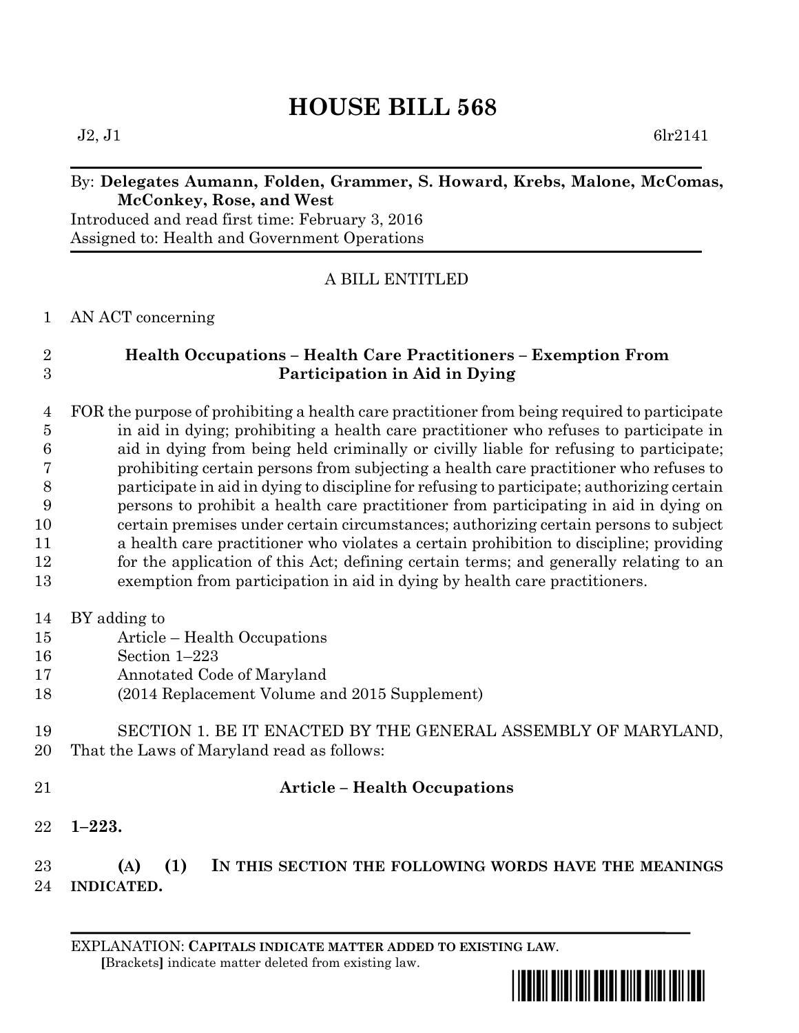# HOUSE BILL 568

J2, J1 6lr2141

By: **Delegates Aumann, Folden, Grammer, S. Howard, Krebs, Malone, McComas, McConkey, Rose, and West**

Introduced and read first time: February 3, 2016

Assigned to: Health and Government Operations

A BILL ENTITLED

1 AN ACT concerning

2 **Health Occupations – Health Care Practitioners – Exemption From**
3 **Participation in Aid in Dying**

4 FOR the purpose of prohibiting a health care practitioner from being required to participate
5 in aid in dying; prohibiting a health care practitioner who refuses to participate in
6 aid in dying from being held criminally or civilly liable for refusing to participate;
7 prohibiting certain persons from subjecting a health care practitioner who refuses to
8 participate in aid in dying to discipline for refusing to participate; authorizing certain
9 persons to prohibit a health care practitioner from participating in aid in dying on
10 certain premises under certain circumstances; authorizing certain persons to subject
11 a health care practitioner who violates a certain prohibition to discipline; providing
12 for the application of this Act; defining certain terms; and generally relating to an
13 exemption from participation in aid in dying by health care practitioners.

14 BY adding to
15 Article – Health Occupations
16 Section 1–223
17 Annotated Code of Maryland
18 (2014 Replacement Volume and 2015 Supplement)

19 SECTION 1. BE IT ENACTED BY THE GENERAL ASSEMBLY OF MARYLAND,
20 That the Laws of Maryland read as follows:

21 **Article – Health Occupations**

22 **1–223.**

23 **(A) (1) IN THIS SECTION THE FOLLOWING WORDS HAVE THE MEANINGS**
24 **INDICATED.**

EXPLANATION: **CAPITALS INDICATE MATTER ADDED TO EXISTING LAW**.
**[**Brackets**]** indicate matter deleted from existing law.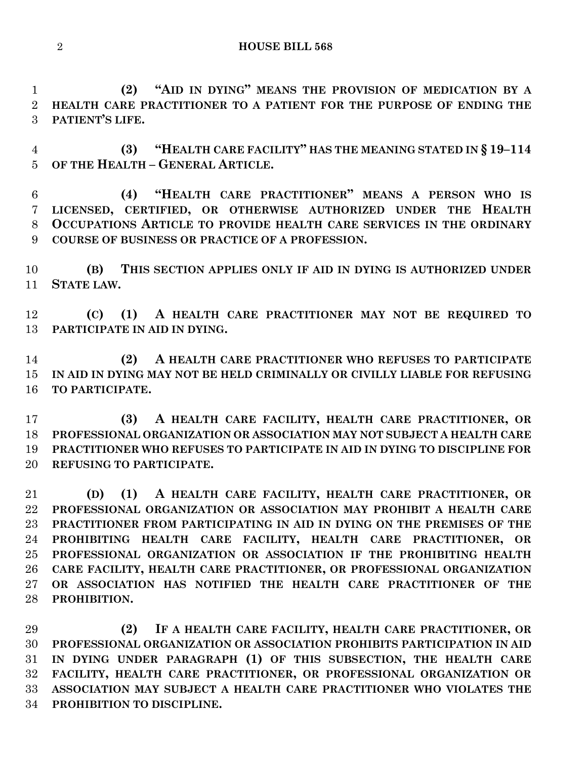**(2) "AID IN DYING" MEANS THE PROVISION OF MEDICATION BY A HEALTH CARE PRACTITIONER TO A PATIENT FOR THE PURPOSE OF ENDING THE PATIENT'S LIFE.**

**(3) "HEALTH CARE FACILITY" HAS THE MEANING STATED IN § 19–114 OF THE HEALTH – GENERAL ARTICLE.**

**(4) "HEALTH CARE PRACTITIONER" MEANS A PERSON WHO IS LICENSED, CERTIFIED, OR OTHERWISE AUTHORIZED UNDER THE HEALTH OCCUPATIONS ARTICLE TO PROVIDE HEALTH CARE SERVICES IN THE ORDINARY COURSE OF BUSINESS OR PRACTICE OF A PROFESSION.**

**(B) THIS SECTION APPLIES ONLY IF AID IN DYING IS AUTHORIZED UNDER STATE LAW.**

**(C) (1) A HEALTH CARE PRACTITIONER MAY NOT BE REQUIRED TO PARTICIPATE IN AID IN DYING.**

**(2) A HEALTH CARE PRACTITIONER WHO REFUSES TO PARTICIPATE IN AID IN DYING MAY NOT BE HELD CRIMINALLY OR CIVILLY LIABLE FOR REFUSING TO PARTICIPATE.**

**(3) A HEALTH CARE FACILITY, HEALTH CARE PRACTITIONER, OR PROFESSIONAL ORGANIZATION OR ASSOCIATION MAY NOT SUBJECT A HEALTH CARE PRACTITIONER WHO REFUSES TO PARTICIPATE IN AID IN DYING TO DISCIPLINE FOR REFUSING TO PARTICIPATE.**

**(D) (1) A HEALTH CARE FACILITY, HEALTH CARE PRACTITIONER, OR PROFESSIONAL ORGANIZATION OR ASSOCIATION MAY PROHIBIT A HEALTH CARE PRACTITIONER FROM PARTICIPATING IN AID IN DYING ON THE PREMISES OF THE PROHIBITING HEALTH CARE FACILITY, HEALTH CARE PRACTITIONER, OR PROFESSIONAL ORGANIZATION OR ASSOCIATION IF THE PROHIBITING HEALTH CARE FACILITY, HEALTH CARE PRACTITIONER, OR PROFESSIONAL ORGANIZATION OR ASSOCIATION HAS NOTIFIED THE HEALTH CARE PRACTITIONER OF THE PROHIBITION.**

**(2) IF A HEALTH CARE FACILITY, HEALTH CARE PRACTITIONER, OR PROFESSIONAL ORGANIZATION OR ASSOCIATION PROHIBITS PARTICIPATION IN AID IN DYING UNDER PARAGRAPH (1) OF THIS SUBSECTION, THE HEALTH CARE FACILITY, HEALTH CARE PRACTITIONER, OR PROFESSIONAL ORGANIZATION OR ASSOCIATION MAY SUBJECT A HEALTH CARE PRACTITIONER WHO VIOLATES THE PROHIBITION TO DISCIPLINE.**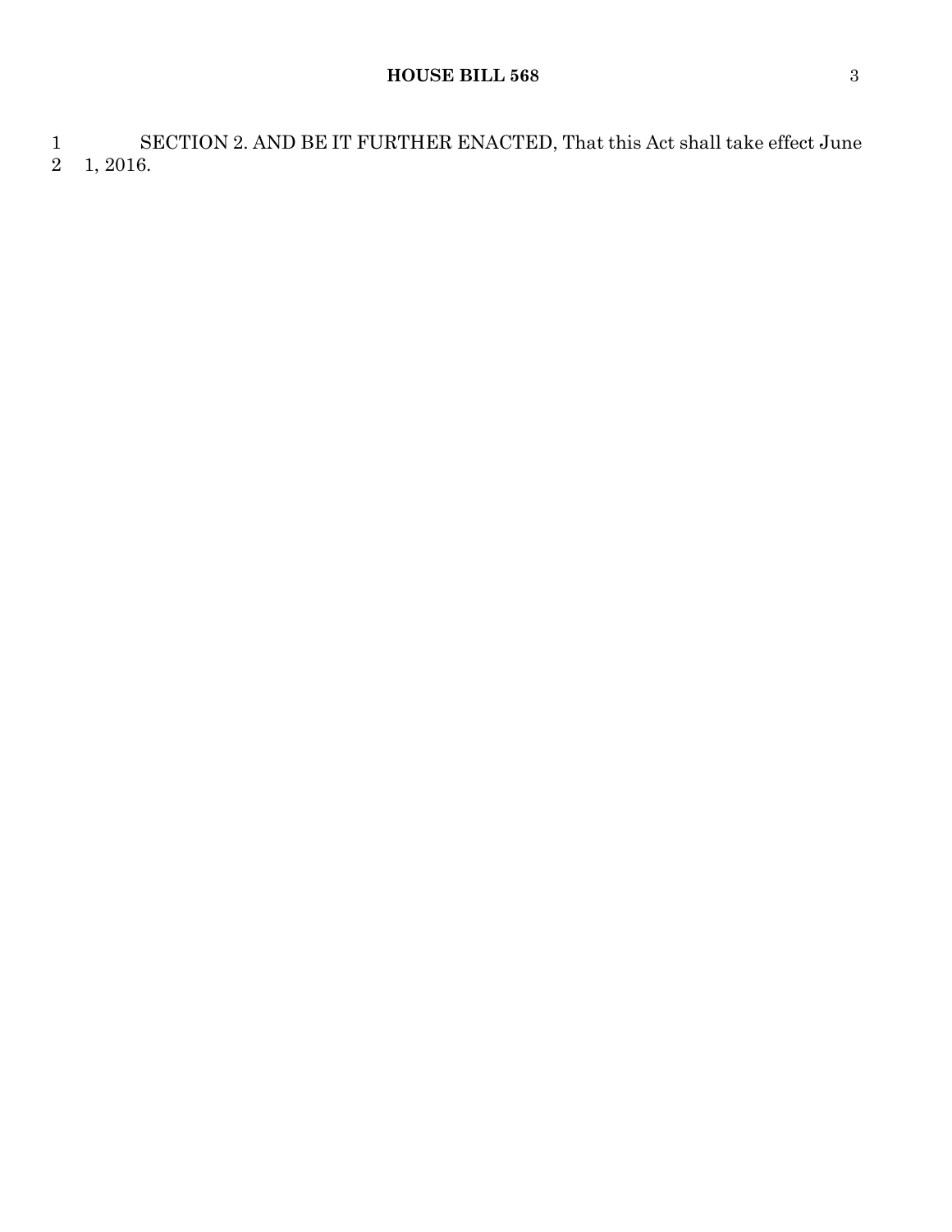SECTION 2. AND BE IT FURTHER ENACTED, That this Act shall take effect June 1, 2016.